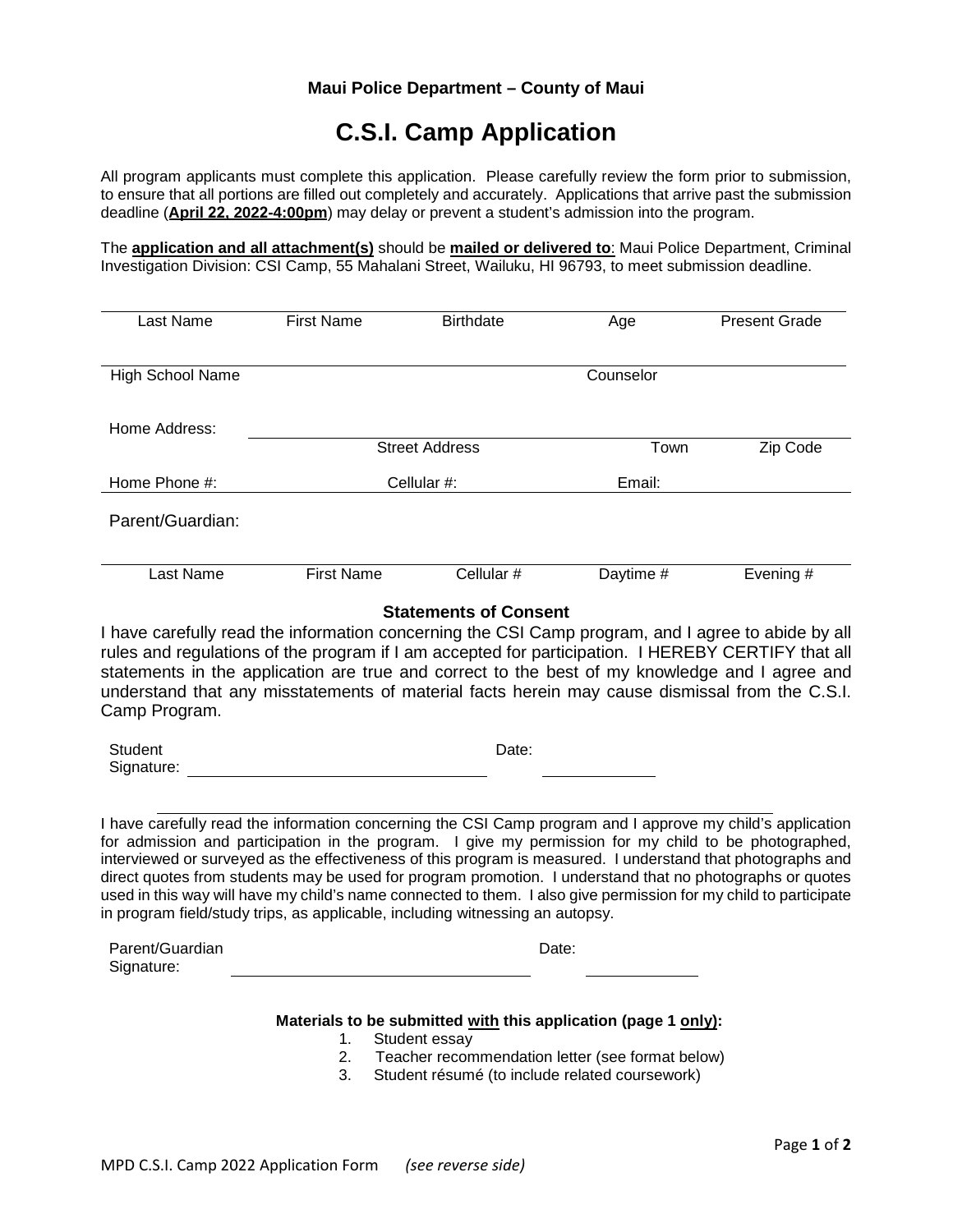**Maui Police Department – County of Maui**

# C.S.I. Camp Application

All program applicants must complete this application. Please carefully review the form prior to submission, to ensure that all portions are filled out completely and accurately. Applications that arrive past the submission deadline (**April 22, 2022-4:00pm**) may delay or prevent a student's admission into the program.

The **application and all attachment(s)** should be **mailed or delivered to**: Maui Police Department, Criminal Investigation Division: CSI Camp, 55 Mahalani Street, Wailuku, HI 96793, to meet submission deadline.

| Last Name | First Name | Birthdate | Age | Present Grade |
|---|---|---|---|---|
| | | | | |

| High School Name | Counselor |
|---|---|
| | |

Home Address:

| Street Address | Town | Zip Code |
|---|---|---|
| | | |

| Home Phone #: | Cellular #: | Email: |
|---|---|---|
| | | |

Parent/Guardian:

| Last Name | First Name | Cellular # | Daytime # | Evening # |
|---|---|---|---|---|
| | | | | |

### Statements of Consent

I have carefully read the information concerning the CSI Camp program, and I agree to abide by all rules and regulations of the program if I am accepted for participation. I HEREBY CERTIFY that all statements in the application are true and correct to the best of my knowledge and I agree and understand that any misstatements of material facts herein may cause dismissal from the C.S.I. Camp Program.

Student Signature: ______________________________ Date: ____________

I have carefully read the information concerning the CSI Camp program and I approve my child's application for admission and participation in the program. I give my permission for my child to be photographed, interviewed or surveyed as the effectiveness of this program is measured. I understand that photographs and direct quotes from students may be used for program promotion. I understand that no photographs or quotes used in this way will have my child's name connected to them. I also give permission for my child to participate in program field/study trips, as applicable, including witnessing an autopsy.

Parent/Guardian Signature: ______________________________ Date: ____________

**Materials to be submitted with this application (page 1 only):**

1. Student essay
2. Teacher recommendation letter (see format below)
3. Student résumé (to include related coursework)

MPD C.S.I. Camp 2022 Application Form *(see reverse side)*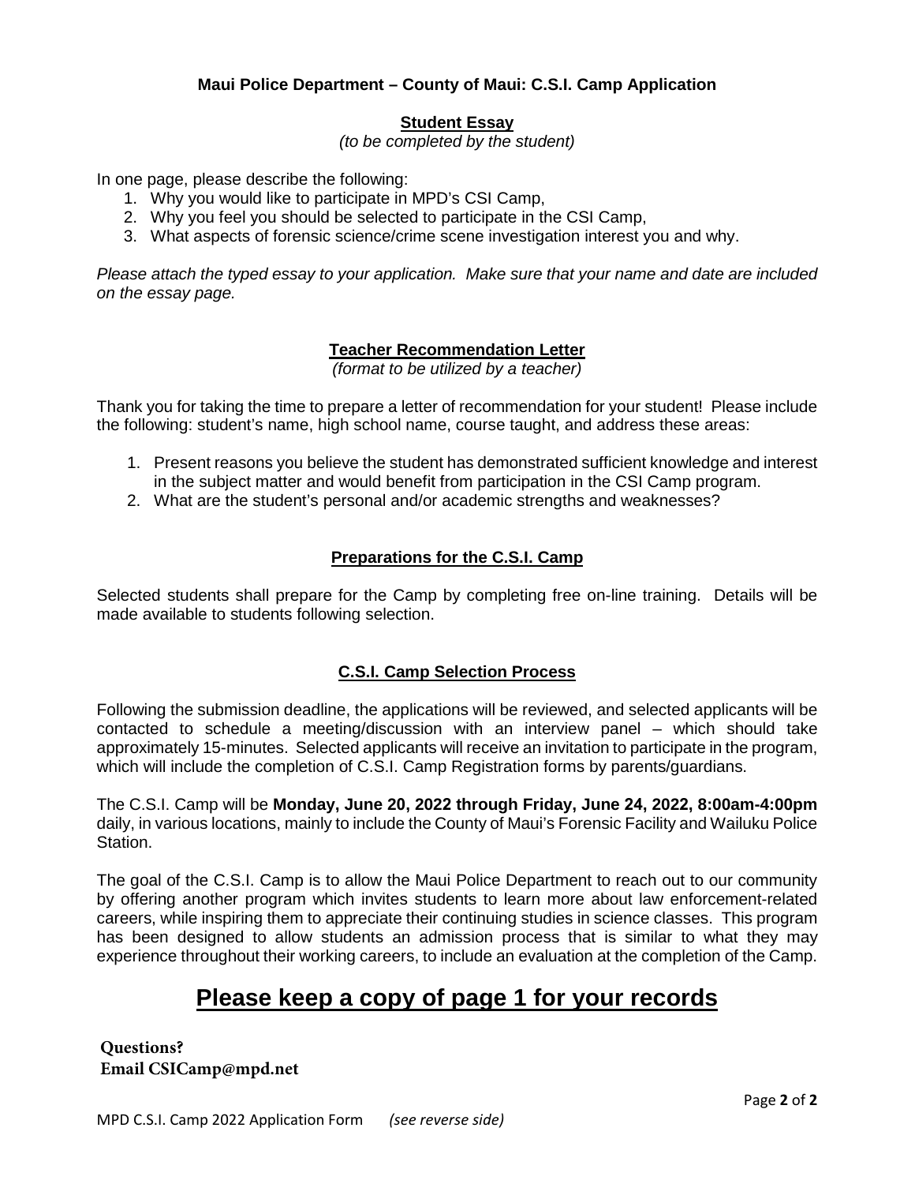## Maui Police Department – County of Maui: C.S.I. Camp Application

### Student Essay

*(to be completed by the student)*

In one page, please describe the following:

1. Why you would like to participate in MPD's CSI Camp,
2. Why you feel you should be selected to participate in the CSI Camp,
3. What aspects of forensic science/crime scene investigation interest you and why.

*Please attach the typed essay to your application. Make sure that your name and date are included on the essay page.*

### Teacher Recommendation Letter

*(format to be utilized by a teacher)*

Thank you for taking the time to prepare a letter of recommendation for your student! Please include the following: student's name, high school name, course taught, and address these areas:

1. Present reasons you believe the student has demonstrated sufficient knowledge and interest in the subject matter and would benefit from participation in the CSI Camp program.
2. What are the student's personal and/or academic strengths and weaknesses?

### Preparations for the C.S.I. Camp

Selected students shall prepare for the Camp by completing free on-line training. Details will be made available to students following selection.

### C.S.I. Camp Selection Process

Following the submission deadline, the applications will be reviewed, and selected applicants will be contacted to schedule a meeting/discussion with an interview panel – which should take approximately 15-minutes. Selected applicants will receive an invitation to participate in the program, which will include the completion of C.S.I. Camp Registration forms by parents/guardians.

The C.S.I. Camp will be **Monday, June 20, 2022 through Friday, June 24, 2022, 8:00am-4:00pm** daily, in various locations, mainly to include the County of Maui's Forensic Facility and Wailuku Police Station.

The goal of the C.S.I. Camp is to allow the Maui Police Department to reach out to our community by offering another program which invites students to learn more about law enforcement-related careers, while inspiring them to appreciate their continuing studies in science classes. This program has been designed to allow students an admission process that is similar to what they may experience throughout their working careers, to include an evaluation at the completion of the Camp.

# Please keep a copy of page 1 for your records

**Questions?**
**Email CSICamp@mpd.net**

MPD C.S.I. Camp 2022 Application Form *(see reverse side)*